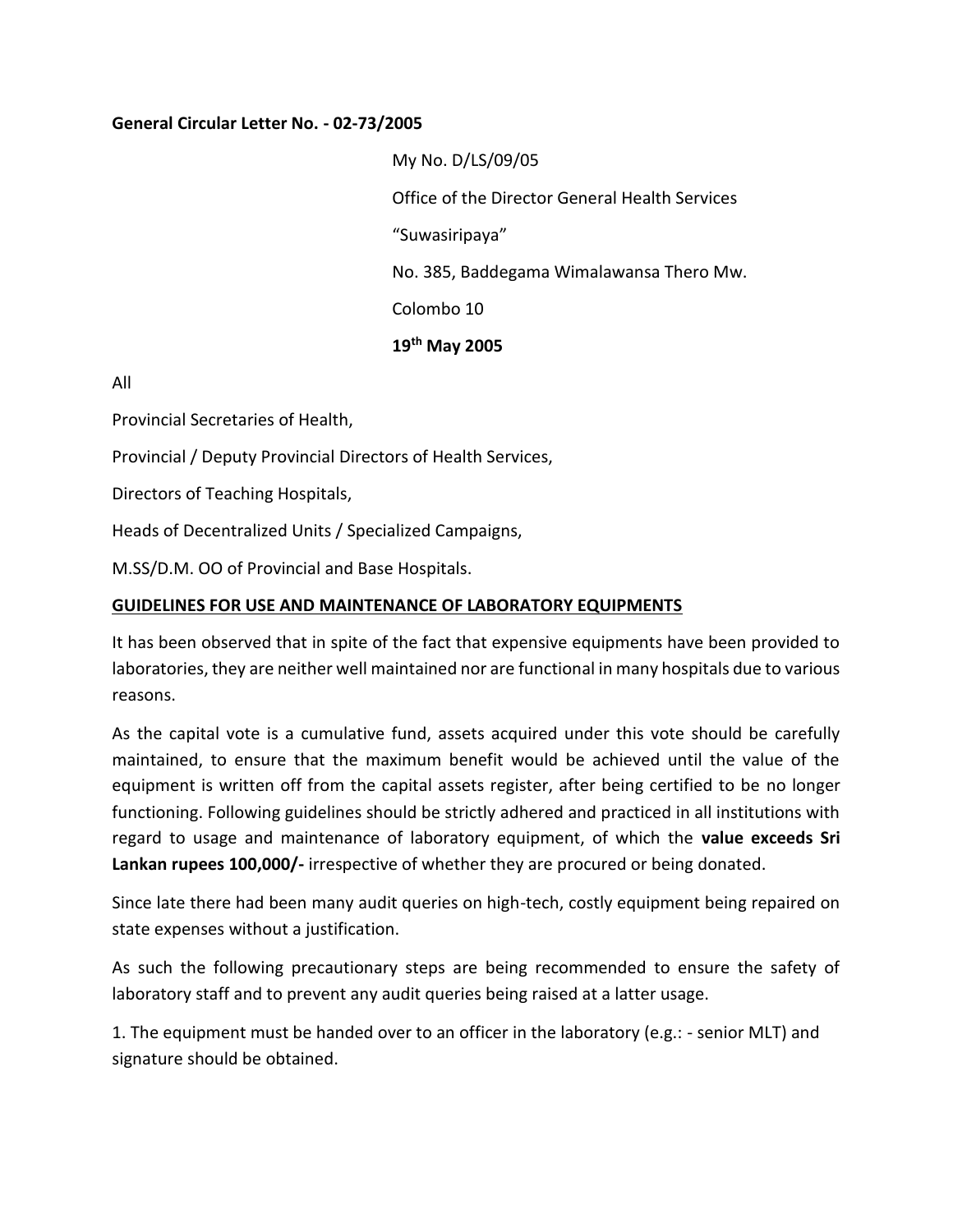**General Circular Letter No. - 02-73/2005**

My No. D/LS/09/05

Office of the Director General Health Services

"Suwasiripaya"

No. 385, Baddegama Wimalawansa Thero Mw.

Colombo 10

**19th May 2005**

All

Provincial Secretaries of Health,

Provincial / Deputy Provincial Directors of Health Services,

Directors of Teaching Hospitals,

Heads of Decentralized Units / Specialized Campaigns,

M.SS/D.M. OO of Provincial and Base Hospitals.

**GUIDELINES FOR USE AND MAINTENANCE OF LABORATORY EQUIPMENTS**

It has been observed that in spite of the fact that expensive equipments have been provided to laboratories, they are neither well maintained nor are functional in many hospitals due to various reasons.

As the capital vote is a cumulative fund, assets acquired under this vote should be carefully maintained, to ensure that the maximum benefit would be achieved until the value of the equipment is written off from the capital assets register, after being certified to be no longer functioning. Following guidelines should be strictly adhered and practiced in all institutions with regard to usage and maintenance of laboratory equipment, of which the **value exceeds Sri Lankan rupees 100,000/-** irrespective of whether they are procured or being donated.

Since late there had been many audit queries on high-tech, costly equipment being repaired on state expenses without a justification.

As such the following precautionary steps are being recommended to ensure the safety of laboratory staff and to prevent any audit queries being raised at a latter usage.

1. The equipment must be handed over to an officer in the laboratory (e.g.: - senior MLT) and signature should be obtained.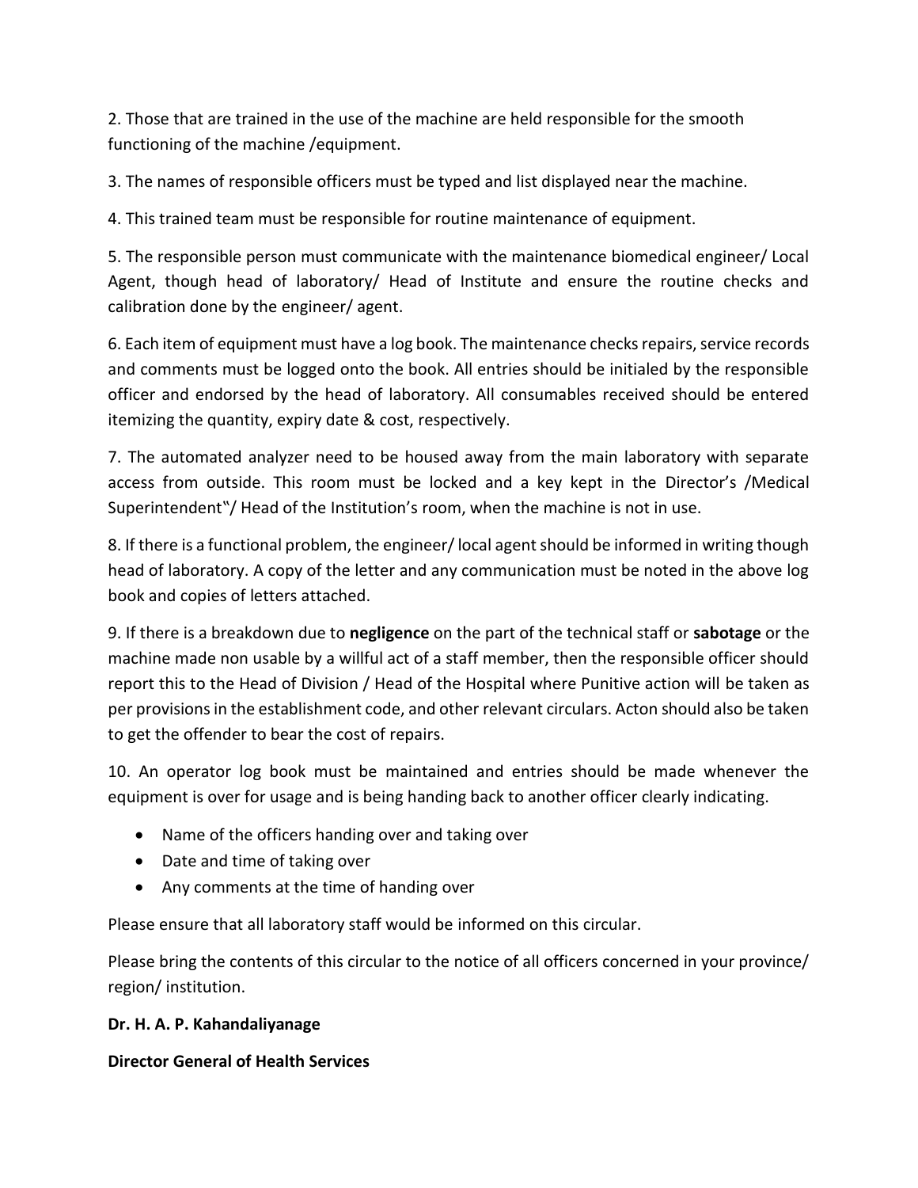2. Those that are trained in the use of the machine are held responsible for the smooth functioning of the machine /equipment.

3. The names of responsible officers must be typed and list displayed near the machine.

4. This trained team must be responsible for routine maintenance of equipment.

5. The responsible person must communicate with the maintenance biomedical engineer/ Local Agent, though head of laboratory/ Head of Institute and ensure the routine checks and calibration done by the engineer/ agent.

6. Each item of equipment must have a log book. The maintenance checks repairs, service records and comments must be logged onto the book. All entries should be initialed by the responsible officer and endorsed by the head of laboratory. All consumables received should be entered itemizing the quantity, expiry date & cost, respectively.

7. The automated analyzer need to be housed away from the main laboratory with separate access from outside. This room must be locked and a key kept in the Director's /Medical Superintendent"/ Head of the Institution's room, when the machine is not in use.

8. If there is a functional problem, the engineer/ local agent should be informed in writing though head of laboratory. A copy of the letter and any communication must be noted in the above log book and copies of letters attached.

9. If there is a breakdown due to **negligence** on the part of the technical staff or **sabotage** or the machine made non usable by a willful act of a staff member, then the responsible officer should report this to the Head of Division / Head of the Hospital where Punitive action will be taken as per provisions in the establishment code, and other relevant circulars. Acton should also be taken to get the offender to bear the cost of repairs.

10. An operator log book must be maintained and entries should be made whenever the equipment is over for usage and is being handing back to another officer clearly indicating.

- Name of the officers handing over and taking over
- Date and time of taking over
- Any comments at the time of handing over

Please ensure that all laboratory staff would be informed on this circular.

Please bring the contents of this circular to the notice of all officers concerned in your province/ region/ institution.

**Dr. H. A. P. Kahandaliyanage**

**Director General of Health Services**